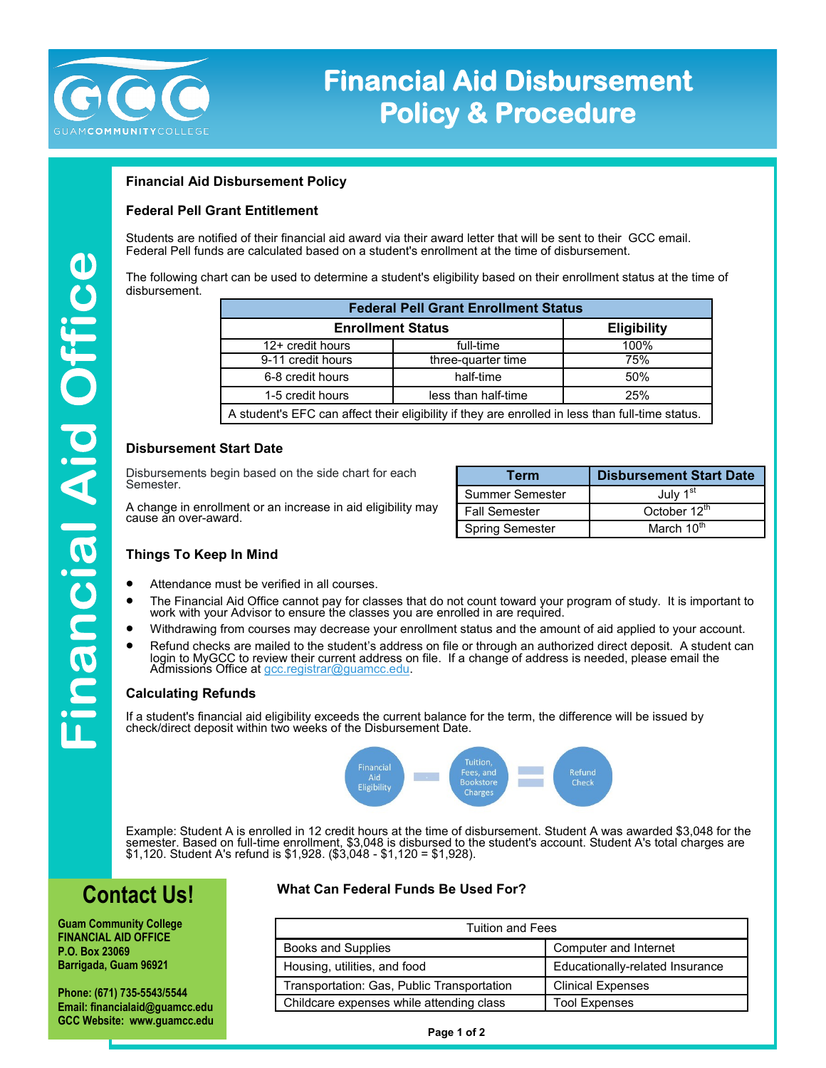# Financial Aid Disbursement Policy & Procedure

Financial Aid Office

## Financial Aid Disbursement Policy

### Federal Pell Grant Entitlement

Students are notified of their financial aid award via their award letter that will be sent to their GCC email. Federal Pell funds are calculated based on a student's enrollment at the time of disbursement.

The following chart can be used to determine a student's eligibility based on their enrollment status at the time of disbursement.

| Federal Pell Grant Enrollment Status | | |
|---|---|---|
| **Enrollment Status** | | **Eligibility** |
| 12+ credit hours | full-time | 100% |
| 9-11 credit hours | three-quarter time | 75% |
| 6-8 credit hours | half-time | 50% |
| 1-5 credit hours | less than half-time | 25% |
| A student's EFC can affect their eligibility if they are enrolled in less than full-time status. | | |

### Disbursement Start Date

Disbursements begin based on the side chart for each Semester.

A change in enrollment or an increase in aid eligibility may cause an over-award.

| Term | Disbursement Start Date |
|---|---|
| Summer Semester | July 1st |
| Fall Semester | October 12th |
| Spring Semester | March 10th |

### Things To Keep In Mind

- Attendance must be verified in all courses.
- The Financial Aid Office cannot pay for classes that do not count toward your program of study. It is important to work with your Advisor to ensure the classes you are enrolled in are required.
- Withdrawing from courses may decrease your enrollment status and the amount of aid applied to your account.
- Refund checks are mailed to the student's address on file or through an authorized direct deposit. A student can login to MyGCC to review their current address on file. If a change of address is needed, please email the Admissions Office at gcc.registrar@guamcc.edu.

### Calculating Refunds

If a student's financial aid eligibility exceeds the current balance for the term, the difference will be issued by check/direct deposit within two weeks of the Disbursement Date.

Financial Aid Eligibility − Tuition, Fees, and Bookstore Charges = Refund Check

Example: Student A is enrolled in 12 credit hours at the time of disbursement. Student A was awarded $3,048 for the semester. Based on full-time enrollment, $3,048 is disbursed to the student's account. Student A's total charges are $1,120. Student A's refund is $1,928. ($3,048 - $1,120 = $1,928).

## Contact Us!

**Guam Community College**
**FINANCIAL AID OFFICE**
**P.O. Box 23069**
**Barrigada, Guam 96921**

**Phone: (671) 735-5543/5544**
**Email: financialaid@guamcc.edu**
**GCC Website: www.guamcc.edu**

### What Can Federal Funds Be Used For?

| Tuition and Fees | |
|---|---|
| Books and Supplies | Computer and Internet |
| Housing, utilities, and food | Educationally-related Insurance |
| Transportation: Gas, Public Transportation | Clinical Expenses |
| Childcare expenses while attending class | Tool Expenses |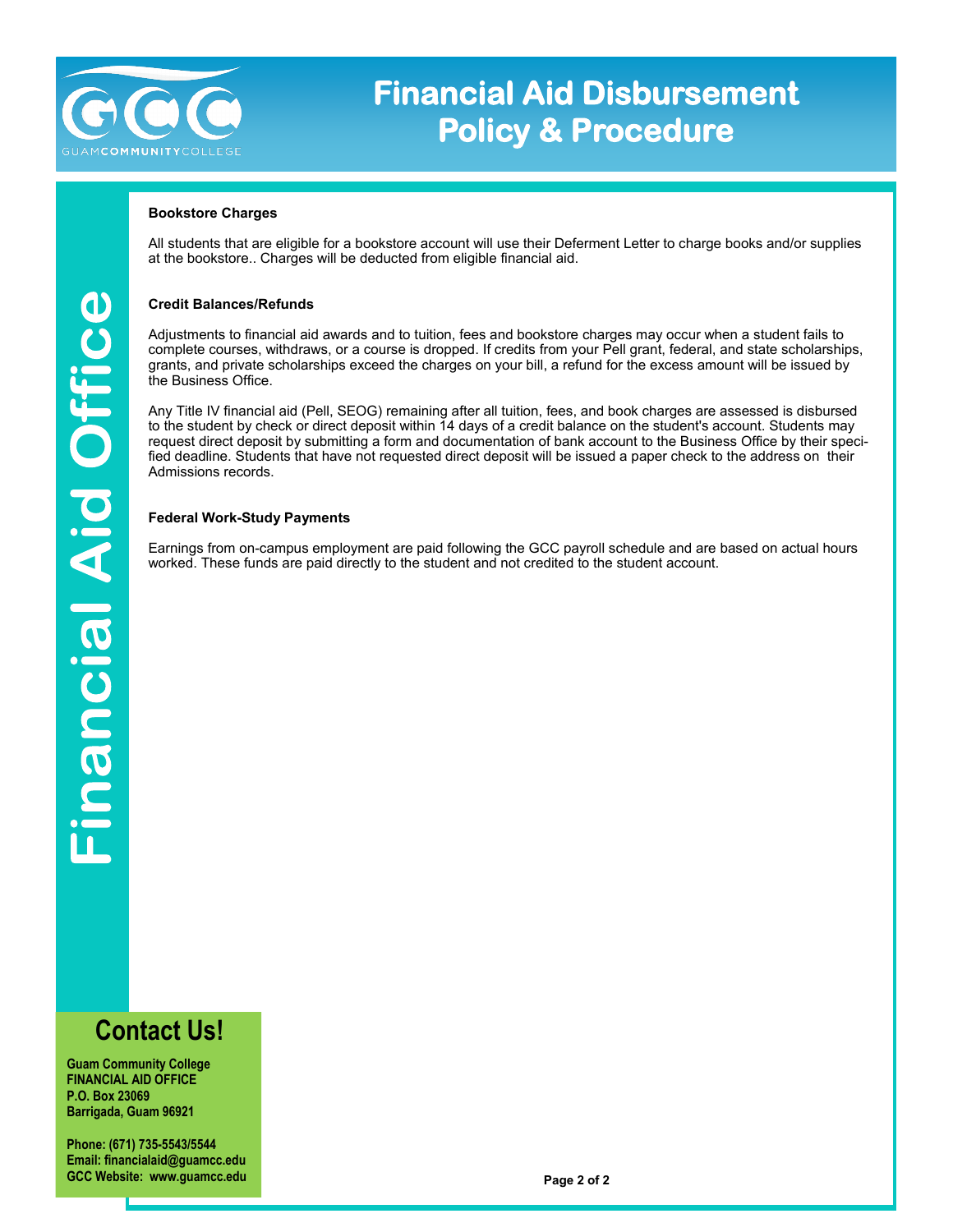# Financial Aid Disbursement Policy & Procedure

### Bookstore Charges

All students that are eligible for a bookstore account will use their Deferment Letter to charge books and/or supplies at the bookstore.. Charges will be deducted from eligible financial aid.

### Credit Balances/Refunds

Adjustments to financial aid awards and to tuition, fees and bookstore charges may occur when a student fails to complete courses, withdraws, or a course is dropped. If credits from your Pell grant, federal, and state scholarships, grants, and private scholarships exceed the charges on your bill, a refund for the excess amount will be issued by the Business Office.

Any Title IV financial aid (Pell, SEOG) remaining after all tuition, fees, and book charges are assessed is disbursed to the student by check or direct deposit within 14 days of a credit balance on the student's account. Students may request direct deposit by submitting a form and documentation of bank account to the Business Office by their specified deadline. Students that have not requested direct deposit will be issued a paper check to the address on their Admissions records.

### Federal Work-Study Payments

Earnings from on-campus employment are paid following the GCC payroll schedule and are based on actual hours worked. These funds are paid directly to the student and not credited to the student account.

## Contact Us!

**Guam Community College**
**FINANCIAL AID OFFICE**
**P.O. Box 23069**
**Barrigada, Guam 96921**

**Phone: (671) 735-5543/5544**
**Email: financialaid@guamcc.edu**
**GCC Website: www.guamcc.edu**